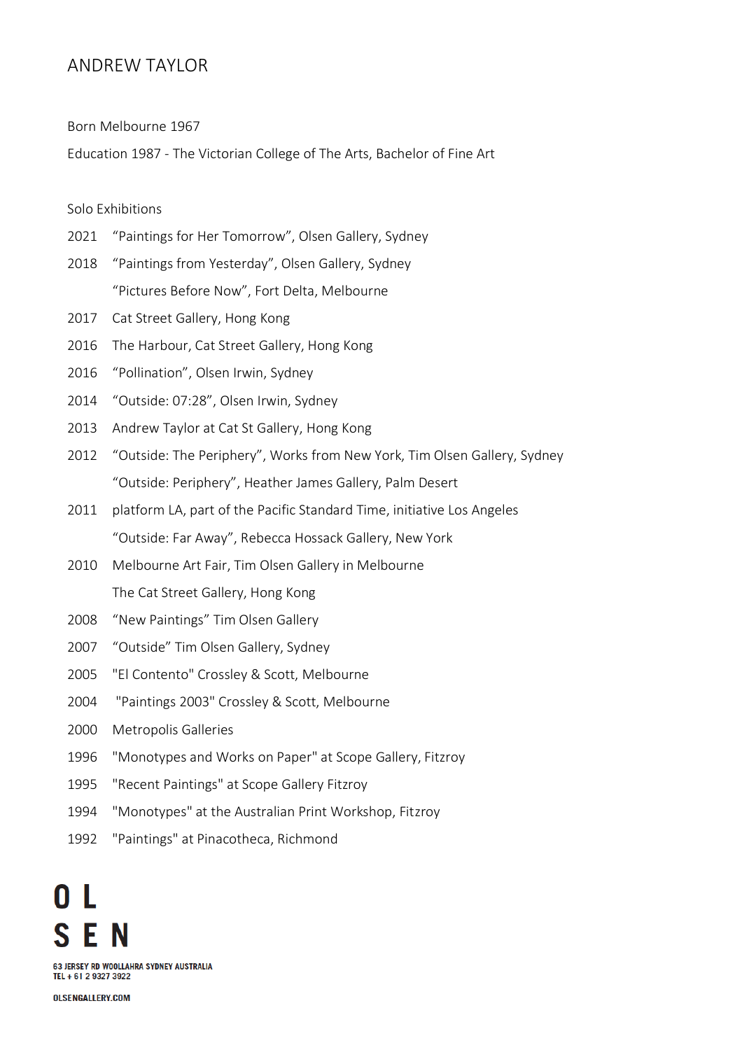# ANDREW TAYLOR

Born Melbourne 1967

Education 1987 - The Victorian College of The Arts, Bachelor of Fine Art

## Solo Exhibitions

2021 "Paintings for Her Tomorrow", Olsen Gallery, Sydney

2018 "Paintings from Yesterday", Olsen Gallery, Sydney
"Pictures Before Now", Fort Delta, Melbourne

2017 Cat Street Gallery, Hong Kong

2016 The Harbour, Cat Street Gallery, Hong Kong

2016 "Pollination", Olsen Irwin, Sydney

2014 "Outside: 07:28", Olsen Irwin, Sydney

2013 Andrew Taylor at Cat St Gallery, Hong Kong

2012 "Outside: The Periphery", Works from New York, Tim Olsen Gallery, Sydney
"Outside: Periphery", Heather James Gallery, Palm Desert

2011 platform LA, part of the Pacific Standard Time, initiative Los Angeles
"Outside: Far Away", Rebecca Hossack Gallery, New York

2010 Melbourne Art Fair, Tim Olsen Gallery in Melbourne
The Cat Street Gallery, Hong Kong

2008 "New Paintings" Tim Olsen Gallery

2007 "Outside" Tim Olsen Gallery, Sydney

2005 "El Contento" Crossley & Scott, Melbourne

2004 "Paintings 2003" Crossley & Scott, Melbourne

2000 Metropolis Galleries

1996 "Monotypes and Works on Paper" at Scope Gallery, Fitzroy

1995 "Recent Paintings" at Scope Gallery Fitzroy

1994 "Monotypes" at the Australian Print Workshop, Fitzroy

1992 "Paintings" at Pinacotheca, Richmond

OL
SEN

63 JERSEY RD WOOLLAHRA SYDNEY AUSTRALIA
TEL + 61 2 9327 3922

OLSENGALLERY.COM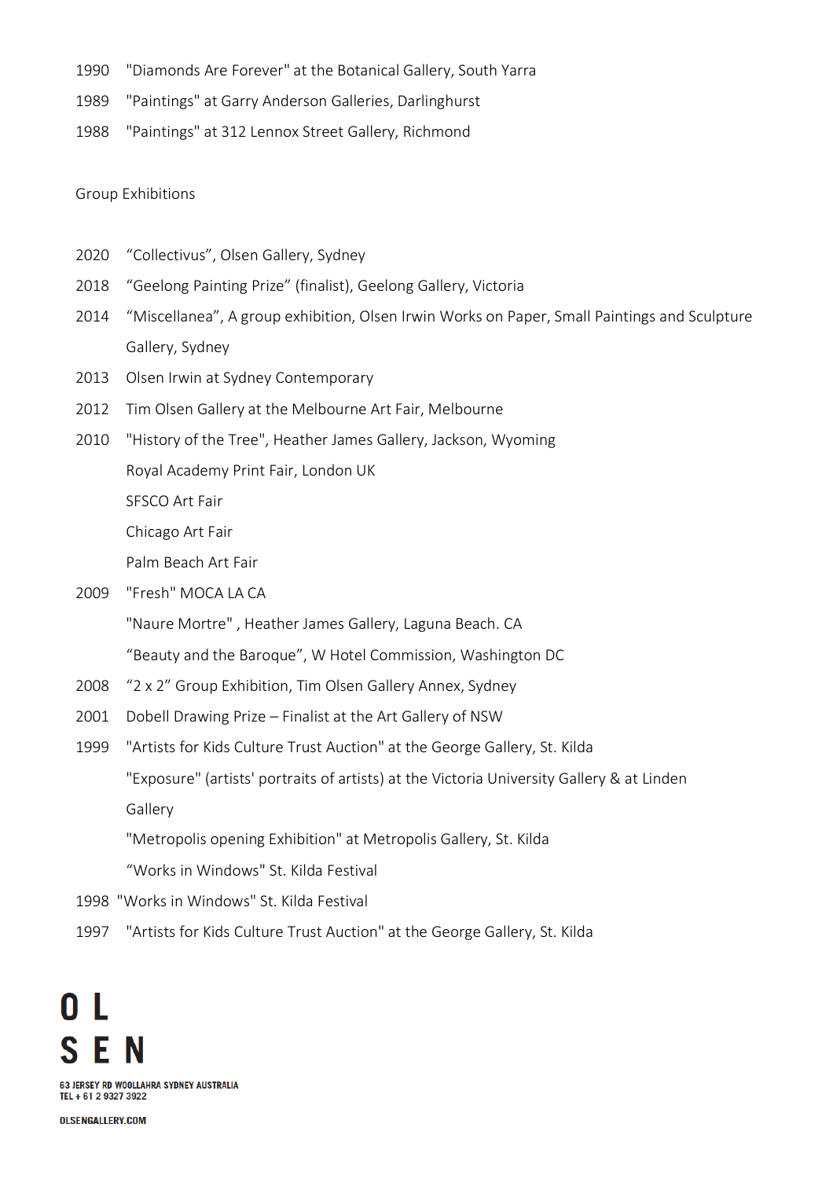1990 "Diamonds Are Forever" at the Botanical Gallery, South Yarra

1989 "Paintings" at Garry Anderson Galleries, Darlinghurst

1988 "Paintings" at 312 Lennox Street Gallery, Richmond

## Group Exhibitions

2020 "Collectivus", Olsen Gallery, Sydney

2018 "Geelong Painting Prize" (finalist), Geelong Gallery, Victoria

2014 "Miscellanea", A group exhibition, Olsen Irwin Works on Paper, Small Paintings and Sculpture Gallery, Sydney

2013 Olsen Irwin at Sydney Contemporary

2012 Tim Olsen Gallery at the Melbourne Art Fair, Melbourne

2010 "History of the Tree", Heather James Gallery, Jackson, Wyoming
Royal Academy Print Fair, London UK
SFSCO Art Fair
Chicago Art Fair
Palm Beach Art Fair

2009 "Fresh" MOCA LA CA
"Naure Mortre" , Heather James Gallery, Laguna Beach. CA
"Beauty and the Baroque", W Hotel Commission, Washington DC

2008 "2 x 2" Group Exhibition, Tim Olsen Gallery Annex, Sydney

2001 Dobell Drawing Prize – Finalist at the Art Gallery of NSW

1999 "Artists for Kids Culture Trust Auction" at the George Gallery, St. Kilda
"Exposure" (artists' portraits of artists) at the Victoria University Gallery & at Linden Gallery
"Metropolis opening Exhibition" at Metropolis Gallery, St. Kilda
"Works in Windows" St. Kilda Festival

1998 "Works in Windows" St. Kilda Festival

1997 "Artists for Kids Culture Trust Auction" at the George Gallery, St. Kilda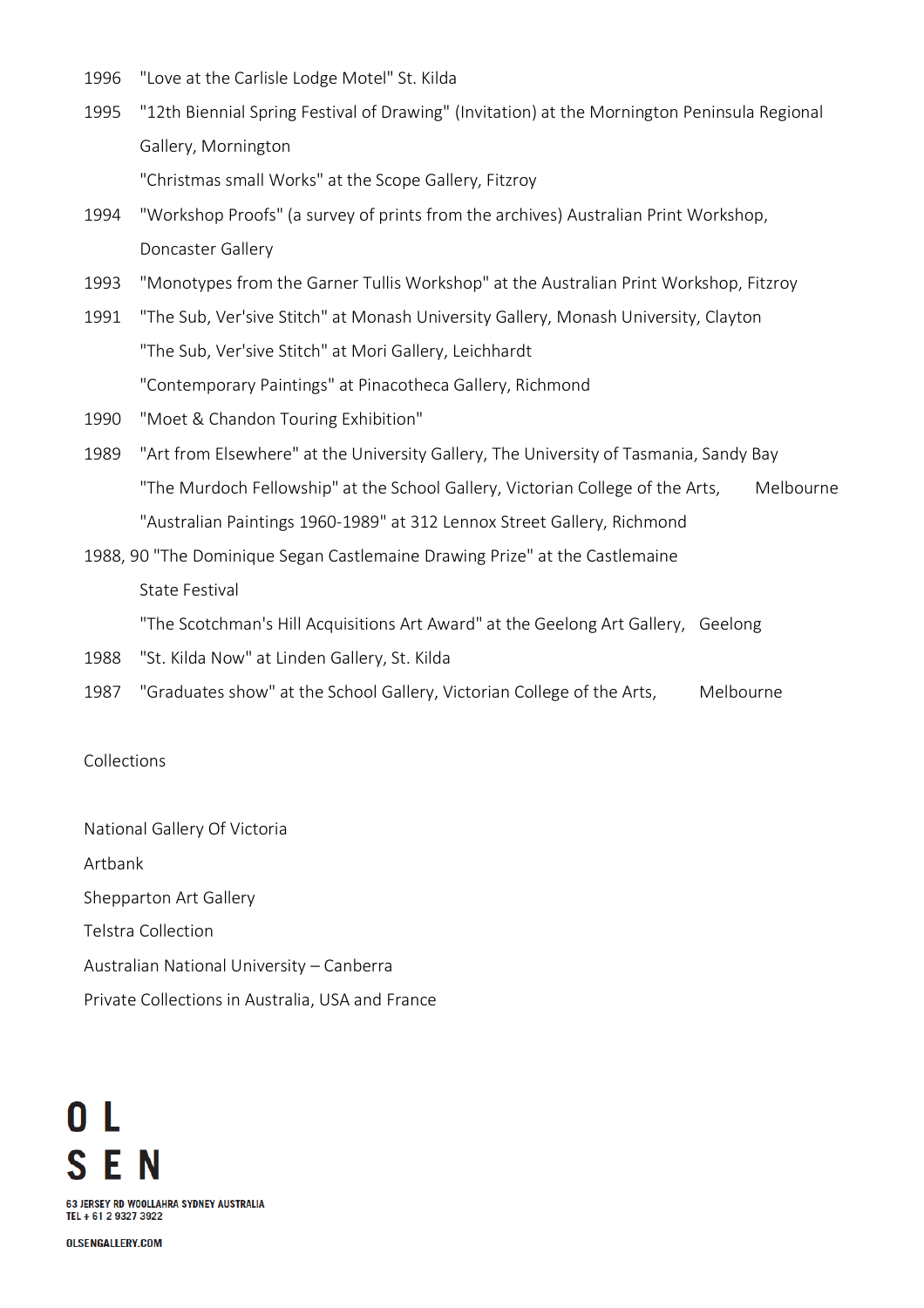1996 "Love at the Carlisle Lodge Motel" St. Kilda

1995 "12th Biennial Spring Festival of Drawing" (Invitation) at the Mornington Peninsula Regional Gallery, Mornington

"Christmas small Works" at the Scope Gallery, Fitzroy

1994 "Workshop Proofs" (a survey of prints from the archives) Australian Print Workshop, Doncaster Gallery

1993 "Monotypes from the Garner Tullis Workshop" at the Australian Print Workshop, Fitzroy

1991 "The Sub, Ver'sive Stitch" at Monash University Gallery, Monash University, Clayton

"The Sub, Ver'sive Stitch" at Mori Gallery, Leichhardt

"Contemporary Paintings" at Pinacotheca Gallery, Richmond

1990 "Moet & Chandon Touring Exhibition"

1989 "Art from Elsewhere" at the University Gallery, The University of Tasmania, Sandy Bay

"The Murdoch Fellowship" at the School Gallery, Victorian College of the Arts, Melbourne

"Australian Paintings 1960-1989" at 312 Lennox Street Gallery, Richmond

1988, 90 "The Dominique Segan Castlemaine Drawing Prize" at the Castlemaine State Festival

"The Scotchman's Hill Acquisitions Art Award" at the Geelong Art Gallery, Geelong

1988 "St. Kilda Now" at Linden Gallery, St. Kilda

1987 "Graduates show" at the School Gallery, Victorian College of the Arts, Melbourne

Collections

National Gallery Of Victoria

Artbank

Shepparton Art Gallery

Telstra Collection

Australian National University – Canberra

Private Collections in Australia, USA and France